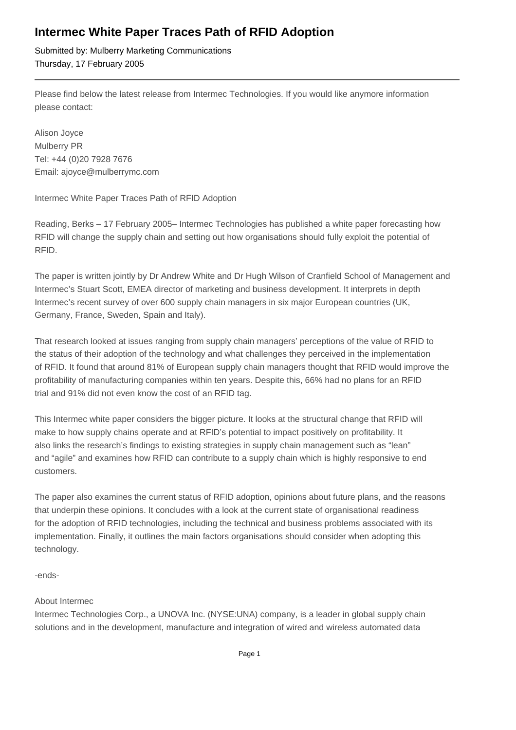# Intermec White Paper Traces Path of RFID Adoption

Submitted by: Mulberry Marketing Communications  
Thursday, 17 February 2005

---

Please find below the latest release from Intermec Technologies. If you would like anymore information please contact:

Alison Joyce  
Mulberry PR  
Tel: +44 (0)20 7928 7676  
Email: ajoyce@mulberrymc.com

Intermec White Paper Traces Path of RFID Adoption

Reading, Berks – 17 February 2005– Intermec Technologies has published a white paper forecasting how RFID will change the supply chain and setting out how organisations should fully exploit the potential of RFID.

The paper is written jointly by Dr Andrew White and Dr Hugh Wilson of Cranfield School of Management and Intermec's Stuart Scott, EMEA director of marketing and business development. It interprets in depth Intermec's recent survey of over 600 supply chain managers in six major European countries (UK, Germany, France, Sweden, Spain and Italy).

That research looked at issues ranging from supply chain managers' perceptions of the value of RFID to the status of their adoption of the technology and what challenges they perceived in the implementation of RFID. It found that around 81% of European supply chain managers thought that RFID would improve the profitability of manufacturing companies within ten years. Despite this, 66% had no plans for an RFID trial and 91% did not even know the cost of an RFID tag.

This Intermec white paper considers the bigger picture. It looks at the structural change that RFID will make to how supply chains operate and at RFID's potential to impact positively on profitability. It also links the research's findings to existing strategies in supply chain management such as "lean" and "agile" and examines how RFID can contribute to a supply chain which is highly responsive to end customers.

The paper also examines the current status of RFID adoption, opinions about future plans, and the reasons that underpin these opinions. It concludes with a look at the current state of organisational readiness for the adoption of RFID technologies, including the technical and business problems associated with its implementation. Finally, it outlines the main factors organisations should consider when adopting this technology.

-ends-

About Intermec  
Intermec Technologies Corp., a UNOVA Inc. (NYSE:UNA) company, is a leader in global supply chain solutions and in the development, manufacture and integration of wired and wireless automated data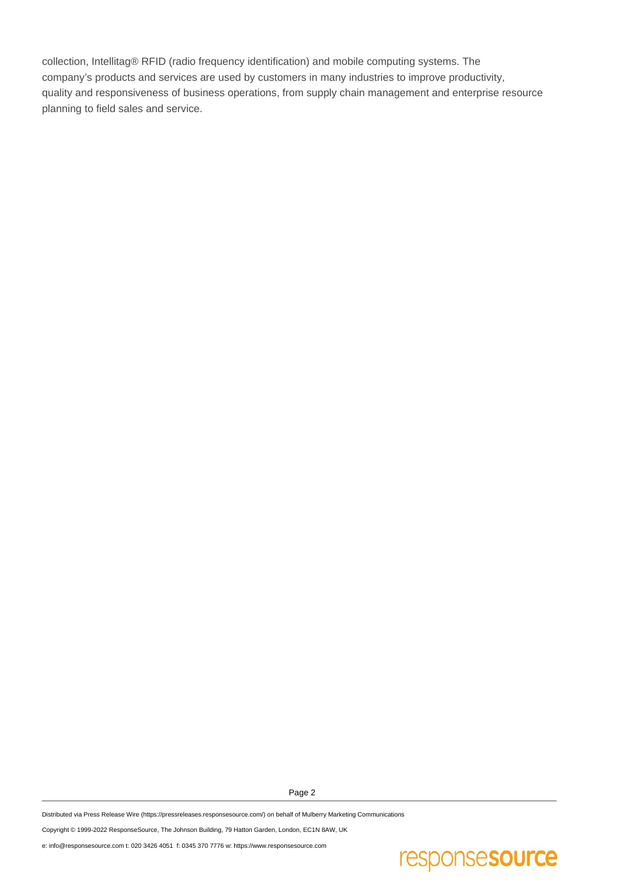collection, Intellitag® RFID (radio frequency identification) and mobile computing systems. The company's products and services are used by customers in many industries to improve productivity, quality and responsiveness of business operations, from supply chain management and enterprise resource planning to field sales and service.